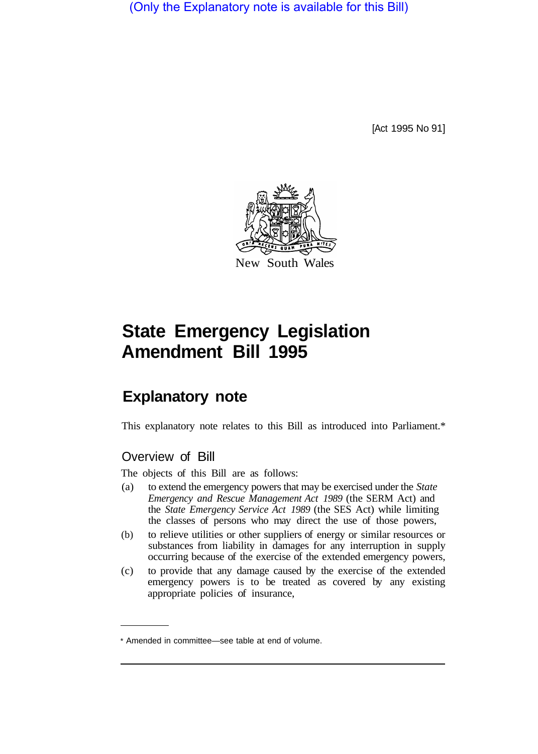(Only the Explanatory note is available for this Bill)

[Act 1995 No 91]

New South Wales

# State Emergency Legislation Amendment Bill 1995

## Explanatory note

This explanatory note relates to this Bill as introduced into Parliament.*

### Overview of Bill

The objects of this Bill are as follows:

(a) to extend the emergency powers that may be exercised under the *State Emergency and Rescue Management Act 1989* (the SERM Act) and the *State Emergency Service Act 1989* (the SES Act) while limiting the classes of persons who may direct the use of those powers,

(b) to relieve utilities or other suppliers of energy or similar resources or substances from liability in damages for any interruption in supply occurring because of the exercise of the extended emergency powers,

(c) to provide that any damage caused by the exercise of the extended emergency powers is to be treated as covered by any existing appropriate policies of insurance,

* Amended in committee—see table at end of volume.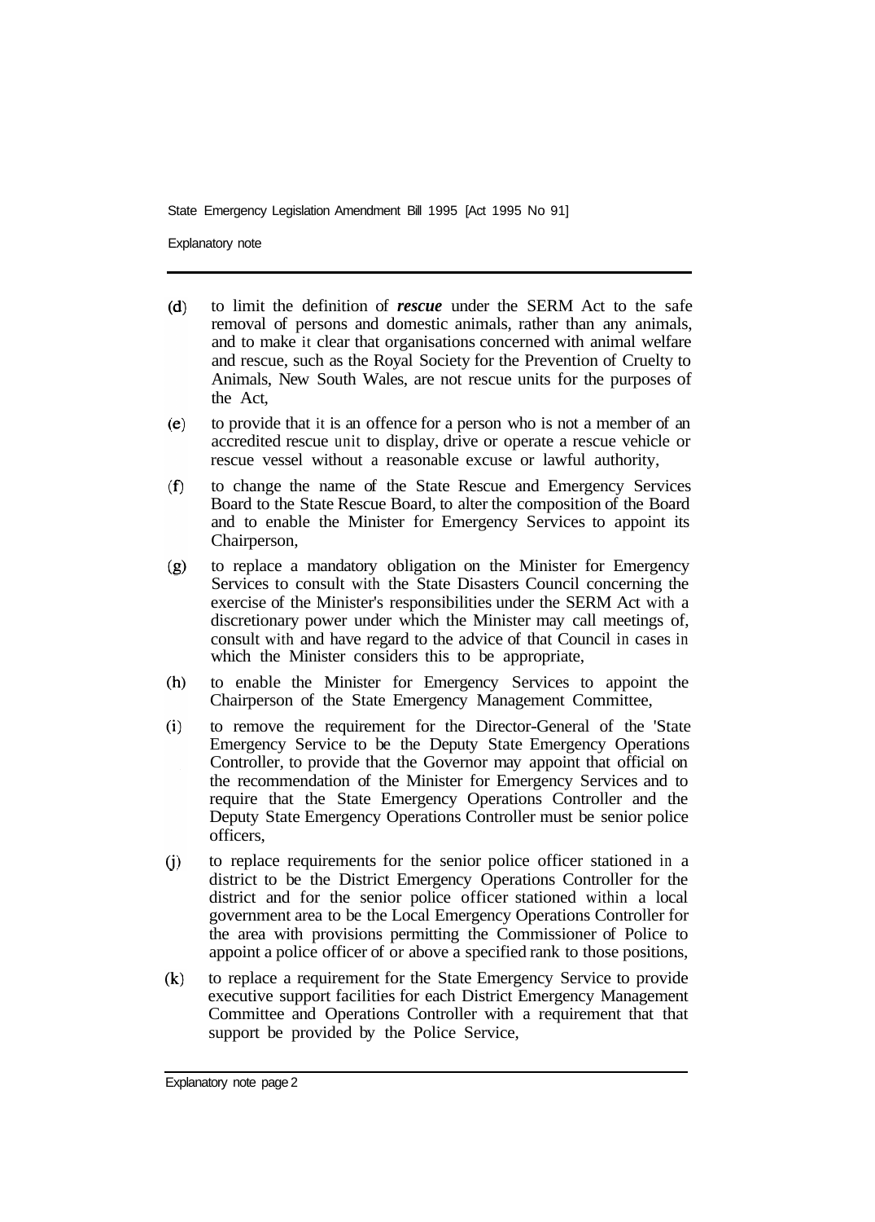(d) to limit the definition of ***rescue*** under the SERM Act to the safe removal of persons and domestic animals, rather than any animals, and to make it clear that organisations concerned with animal welfare and rescue, such as the Royal Society for the Prevention of Cruelty to Animals, New South Wales, are not rescue units for the purposes of the Act,

(e) to provide that it is an offence for a person who is not a member of an accredited rescue unit to display, drive or operate a rescue vehicle or rescue vessel without a reasonable excuse or lawful authority,

(f) to change the name of the State Rescue and Emergency Services Board to the State Rescue Board, to alter the composition of the Board and to enable the Minister for Emergency Services to appoint its Chairperson,

(g) to replace a mandatory obligation on the Minister for Emergency Services to consult with the State Disasters Council concerning the exercise of the Minister's responsibilities under the SERM Act with a discretionary power under which the Minister may call meetings of, consult with and have regard to the advice of that Council in cases in which the Minister considers this to be appropriate,

(h) to enable the Minister for Emergency Services to appoint the Chairperson of the State Emergency Management Committee,

(i) to remove the requirement for the Director-General of the 'State Emergency Service to be the Deputy State Emergency Operations Controller, to provide that the Governor may appoint that official on the recommendation of the Minister for Emergency Services and to require that the State Emergency Operations Controller and the Deputy State Emergency Operations Controller must be senior police officers,

(j) to replace requirements for the senior police officer stationed in a district to be the District Emergency Operations Controller for the district and for the senior police officer stationed within a local government area to be the Local Emergency Operations Controller for the area with provisions permitting the Commissioner of Police to appoint a police officer of or above a specified rank to those positions,

(k) to replace a requirement for the State Emergency Service to provide executive support facilities for each District Emergency Management Committee and Operations Controller with a requirement that that support be provided by the Police Service,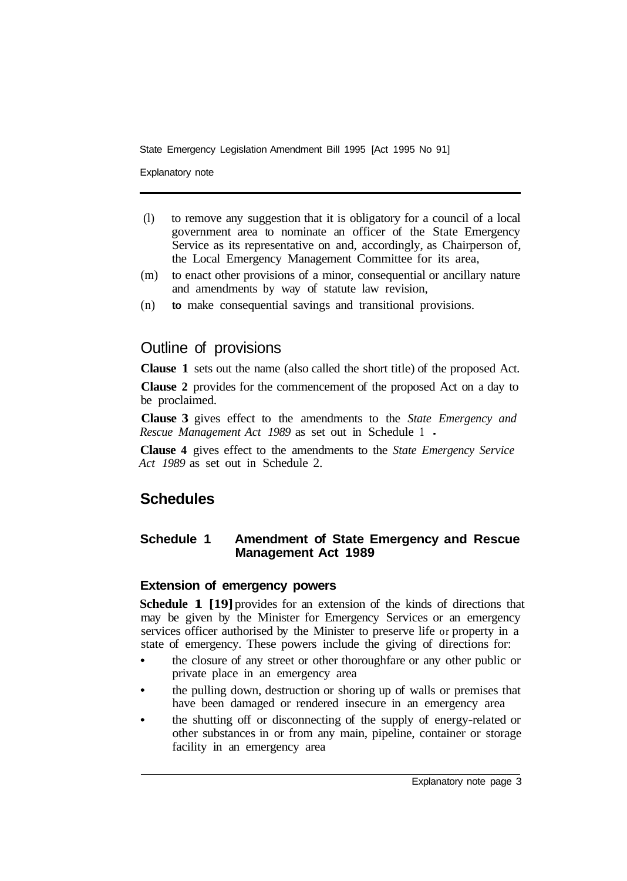(l) to remove any suggestion that it is obligatory for a council of a local government area to nominate an officer of the State Emergency Service as its representative on and, accordingly, as Chairperson of, the Local Emergency Management Committee for its area,

(m) to enact other provisions of a minor, consequential or ancillary nature and amendments by way of statute law revision,

(n) to make consequential savings and transitional provisions.

## Outline of provisions

**Clause 1** sets out the name (also called the short title) of the proposed Act.

**Clause 2** provides for the commencement of the proposed Act on a day to be proclaimed.

**Clause 3** gives effect to the amendments to the *State Emergency and Rescue Management Act 1989* as set out in Schedule 1.

**Clause 4** gives effect to the amendments to the *State Emergency Service Act 1989* as set out in Schedule 2.

## Schedules

### Schedule 1 Amendment of State Emergency and Rescue Management Act 1989

#### Extension of emergency powers

**Schedule 1 [19]** provides for an extension of the kinds of directions that may be given by the Minister for Emergency Services or an emergency services officer authorised by the Minister to preserve life or property in a state of emergency. These powers include the giving of directions for:

- the closure of any street or other thoroughfare or any other public or private place in an emergency area
- the pulling down, destruction or shoring up of walls or premises that have been damaged or rendered insecure in an emergency area
- the shutting off or disconnecting of the supply of energy-related or other substances in or from any main, pipeline, container or storage facility in an emergency area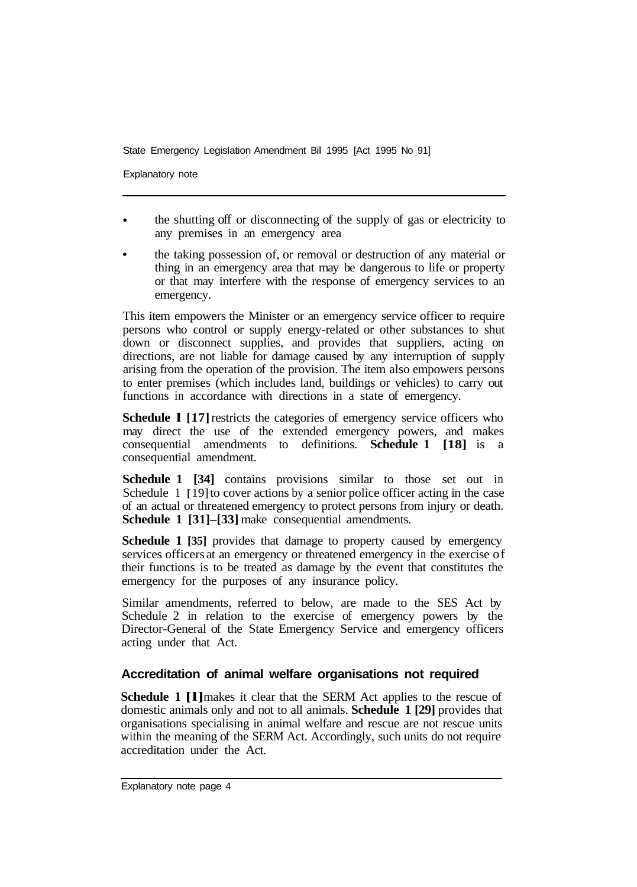- the shutting off or disconnecting of the supply of gas or electricity to any premises in an emergency area
- the taking possession of, or removal or destruction of any material or thing in an emergency area that may be dangerous to life or property or that may interfere with the response of emergency services to an emergency.

This item empowers the Minister or an emergency service officer to require persons who control or supply energy-related or other substances to shut down or disconnect supplies, and provides that suppliers, acting on directions, are not liable for damage caused by any interruption of supply arising from the operation of the provision. The item also empowers persons to enter premises (which includes land, buildings or vehicles) to carry out functions in accordance with directions in a state of emergency.

**Schedule 1 [17]** restricts the categories of emergency service officers who may direct the use of the extended emergency powers, and makes consequential amendments to definitions. **Schedule 1 [18]** is a consequential amendment.

**Schedule 1 [34]** contains provisions similar to those set out in Schedule 1 [19] to cover actions by a senior police officer acting in the case of an actual or threatened emergency to protect persons from injury or death. **Schedule 1 [31]–[33]** make consequential amendments.

**Schedule 1 [35]** provides that damage to property caused by emergency services officers at an emergency or threatened emergency in the exercise of their functions is to be treated as damage by the event that constitutes the emergency for the purposes of any insurance policy.

Similar amendments, referred to below, are made to the SES Act by Schedule 2 in relation to the exercise of emergency powers by the Director-General of the State Emergency Service and emergency officers acting under that Act.

## Accreditation of animal welfare organisations not required

**Schedule 1 [1]** makes it clear that the SERM Act applies to the rescue of domestic animals only and not to all animals. **Schedule 1 [29]** provides that organisations specialising in animal welfare and rescue are not rescue units within the meaning of the SERM Act. Accordingly, such units do not require accreditation under the Act.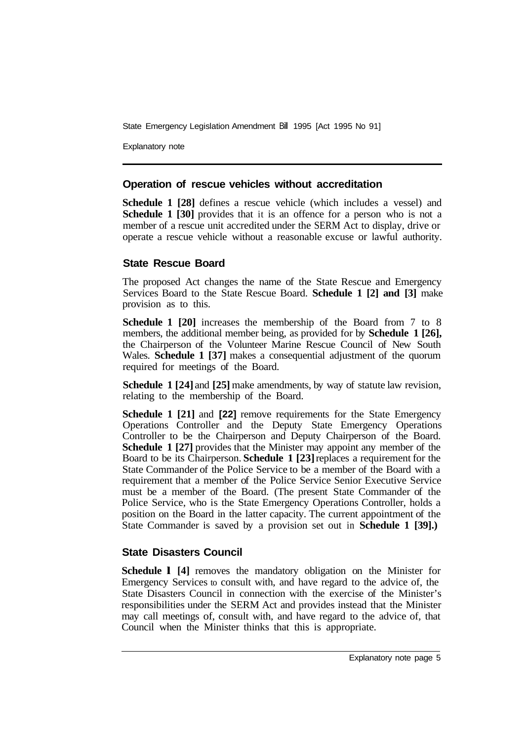## Operation of rescue vehicles without accreditation

**Schedule 1 [28]** defines a rescue vehicle (which includes a vessel) and **Schedule 1 [30]** provides that it is an offence for a person who is not a member of a rescue unit accredited under the SERM Act to display, drive or operate a rescue vehicle without a reasonable excuse or lawful authority.

## State Rescue Board

The proposed Act changes the name of the State Rescue and Emergency Services Board to the State Rescue Board. **Schedule 1 [2] and [3]** make provision as to this.

**Schedule 1 [20]** increases the membership of the Board from 7 to 8 members, the additional member being, as provided for by **Schedule 1 [26],** the Chairperson of the Volunteer Marine Rescue Council of New South Wales. **Schedule 1 [37]** makes a consequential adjustment of the quorum required for meetings of the Board.

**Schedule 1 [24]** and **[25]** make amendments, by way of statute law revision, relating to the membership of the Board.

**Schedule 1 [21]** and **[22]** remove requirements for the State Emergency Operations Controller and the Deputy State Emergency Operations Controller to be the Chairperson and Deputy Chairperson of the Board. **Schedule 1 [27]** provides that the Minister may appoint any member of the Board to be its Chairperson. **Schedule 1 [23]** replaces a requirement for the State Commander of the Police Service to be a member of the Board with a requirement that a member of the Police Service Senior Executive Service must be a member of the Board. (The present State Commander of the Police Service, who is the State Emergency Operations Controller, holds a position on the Board in the latter capacity. The current appointment of the State Commander is saved by a provision set out in **Schedule 1 [39].)**

## State Disasters Council

**Schedule 1 [4]** removes the mandatory obligation on the Minister for Emergency Services to consult with, and have regard to the advice of, the State Disasters Council in connection with the exercise of the Minister's responsibilities under the SERM Act and provides instead that the Minister may call meetings of, consult with, and have regard to the advice of, that Council when the Minister thinks that this is appropriate.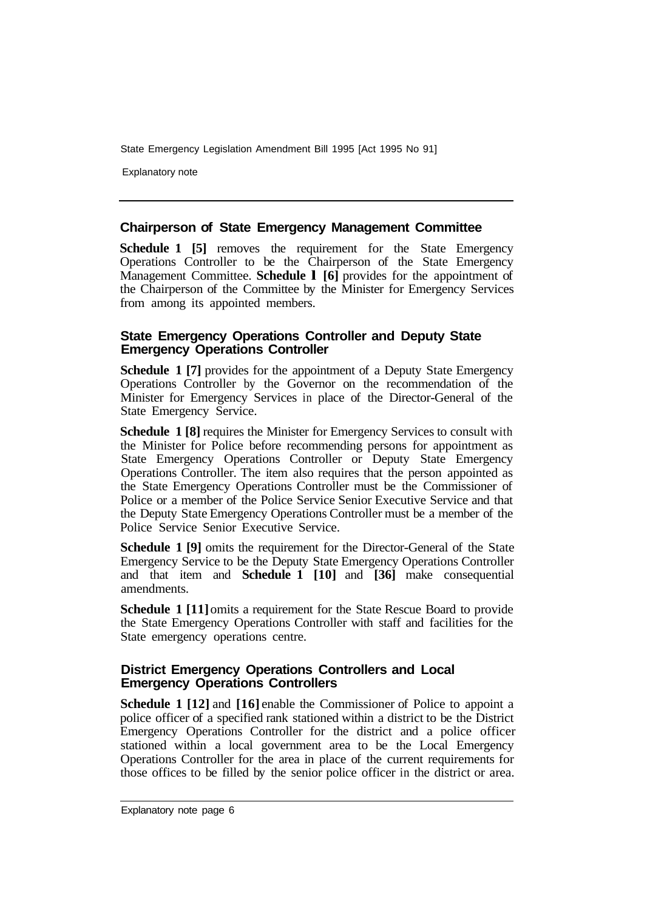## Chairperson of State Emergency Management Committee

**Schedule 1 [5]** removes the requirement for the State Emergency Operations Controller to be the Chairperson of the State Emergency Management Committee. **Schedule 1 [6]** provides for the appointment of the Chairperson of the Committee by the Minister for Emergency Services from among its appointed members.

## State Emergency Operations Controller and Deputy State Emergency Operations Controller

**Schedule 1 [7]** provides for the appointment of a Deputy State Emergency Operations Controller by the Governor on the recommendation of the Minister for Emergency Services in place of the Director-General of the State Emergency Service.

**Schedule 1 [8]** requires the Minister for Emergency Services to consult with the Minister for Police before recommending persons for appointment as State Emergency Operations Controller or Deputy State Emergency Operations Controller. The item also requires that the person appointed as the State Emergency Operations Controller must be the Commissioner of Police or a member of the Police Service Senior Executive Service and that the Deputy State Emergency Operations Controller must be a member of the Police Service Senior Executive Service.

**Schedule 1 [9]** omits the requirement for the Director-General of the State Emergency Service to be the Deputy State Emergency Operations Controller and that item and **Schedule 1 [10]** and **[36]** make consequential amendments.

**Schedule 1 [11]** omits a requirement for the State Rescue Board to provide the State Emergency Operations Controller with staff and facilities for the State emergency operations centre.

## District Emergency Operations Controllers and Local Emergency Operations Controllers

**Schedule 1 [12]** and **[16]** enable the Commissioner of Police to appoint a police officer of a specified rank stationed within a district to be the District Emergency Operations Controller for the district and a police officer stationed within a local government area to be the Local Emergency Operations Controller for the area in place of the current requirements for those offices to be filled by the senior police officer in the district or area.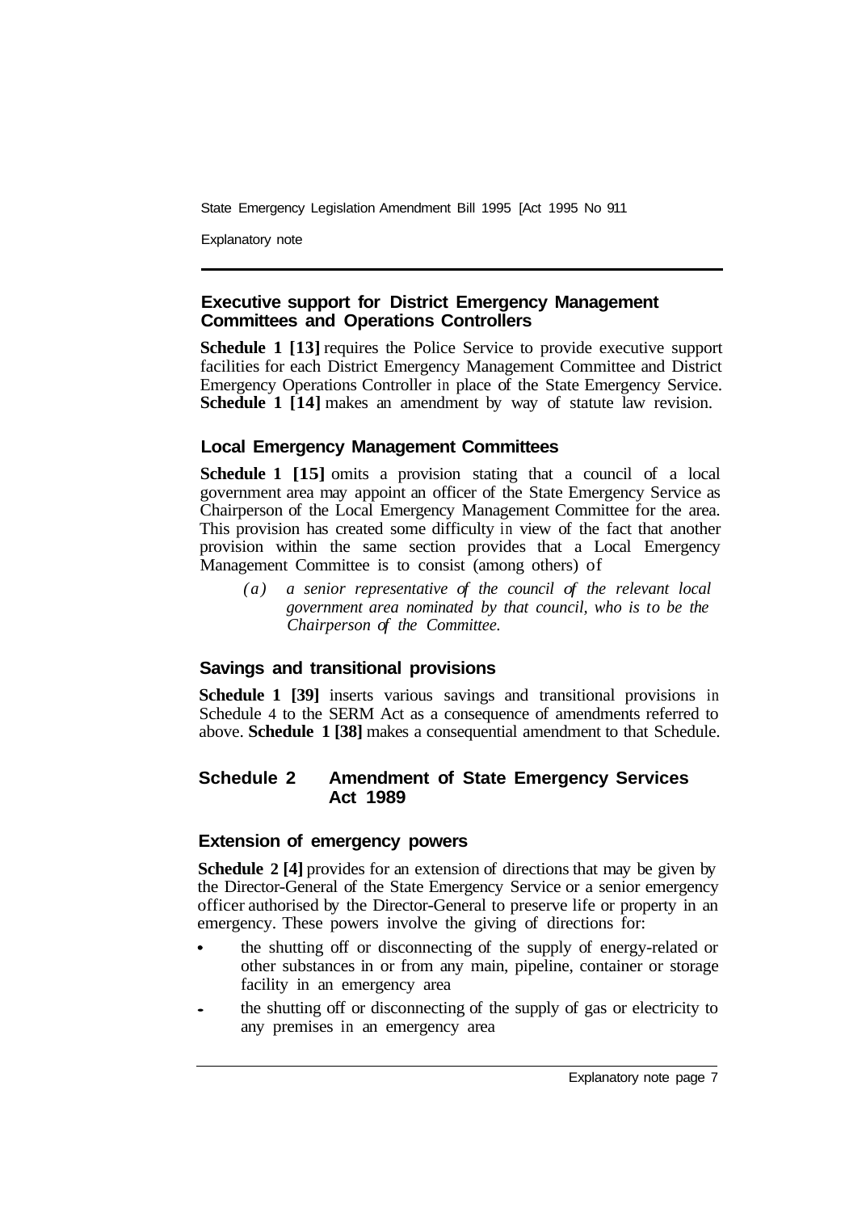### Executive support for District Emergency Management Committees and Operations Controllers

**Schedule 1 [13]** requires the Police Service to provide executive support facilities for each District Emergency Management Committee and District Emergency Operations Controller in place of the State Emergency Service. **Schedule 1 [14]** makes an amendment by way of statute law revision.

### Local Emergency Management Committees

**Schedule 1 [15]** omits a provision stating that a council of a local government area may appoint an officer of the State Emergency Service as Chairperson of the Local Emergency Management Committee for the area. This provision has created some difficulty in view of the fact that another provision within the same section provides that a Local Emergency Management Committee is to consist (among others) of

> *(a) a senior representative of the council of the relevant local government area nominated by that council, who is to be the Chairperson of the Committee.*

### Savings and transitional provisions

**Schedule 1 [39]** inserts various savings and transitional provisions in Schedule 4 to the SERM Act as a consequence of amendments referred to above. **Schedule 1 [38]** makes a consequential amendment to that Schedule.

## Schedule 2 Amendment of State Emergency Services Act 1989

### Extension of emergency powers

**Schedule 2 [4]** provides for an extension of directions that may be given by the Director-General of the State Emergency Service or a senior emergency officer authorised by the Director-General to preserve life or property in an emergency. These powers involve the giving of directions for:

- the shutting off or disconnecting of the supply of energy-related or other substances in or from any main, pipeline, container or storage facility in an emergency area
- the shutting off or disconnecting of the supply of gas or electricity to any premises in an emergency area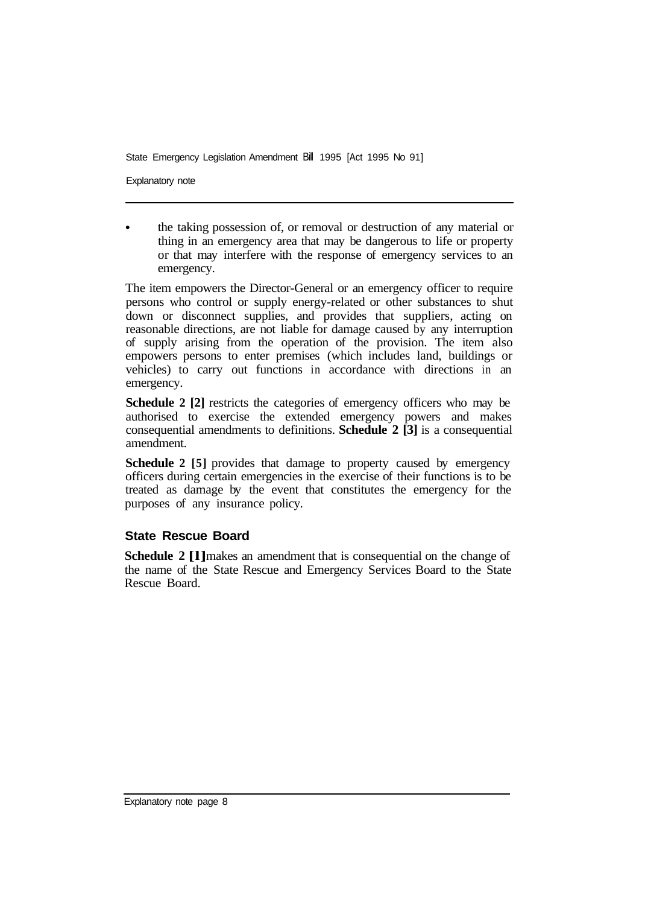- the taking possession of, or removal or destruction of any material or thing in an emergency area that may be dangerous to life or property or that may interfere with the response of emergency services to an emergency.

The item empowers the Director-General or an emergency officer to require persons who control or supply energy-related or other substances to shut down or disconnect supplies, and provides that suppliers, acting on reasonable directions, are not liable for damage caused by any interruption of supply arising from the operation of the provision. The item also empowers persons to enter premises (which includes land, buildings or vehicles) to carry out functions in accordance with directions in an emergency.

**Schedule 2 [2]** restricts the categories of emergency officers who may be authorised to exercise the extended emergency powers and makes consequential amendments to definitions. **Schedule 2 [3]** is a consequential amendment.

**Schedule 2 [5]** provides that damage to property caused by emergency officers during certain emergencies in the exercise of their functions is to be treated as damage by the event that constitutes the emergency for the purposes of any insurance policy.

### State Rescue Board

**Schedule 2 [1]** makes an amendment that is consequential on the change of the name of the State Rescue and Emergency Services Board to the State Rescue Board.